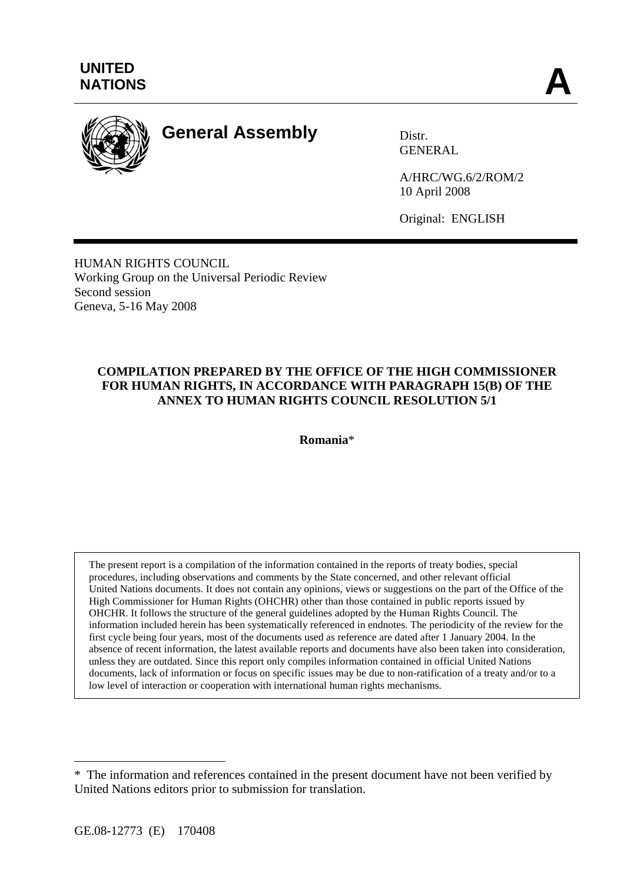**UNITED NATIONS** **A**

# General Assembly

Distr.
GENERAL

A/HRC/WG.6/2/ROM/2
10 April 2008

Original: ENGLISH

HUMAN RIGHTS COUNCIL
Working Group on the Universal Periodic Review
Second session
Geneva, 5-16 May 2008

**COMPILATION PREPARED BY THE OFFICE OF THE HIGH COMMISSIONER FOR HUMAN RIGHTS, IN ACCORDANCE WITH PARAGRAPH 15(B) OF THE ANNEX TO HUMAN RIGHTS COUNCIL RESOLUTION 5/1**

**Romania***

The present report is a compilation of the information contained in the reports of treaty bodies, special procedures, including observations and comments by the State concerned, and other relevant official United Nations documents. It does not contain any opinions, views or suggestions on the part of the Office of the High Commissioner for Human Rights (OHCHR) other than those contained in public reports issued by OHCHR. It follows the structure of the general guidelines adopted by the Human Rights Council. The information included herein has been systematically referenced in endnotes. The periodicity of the review for the first cycle being four years, most of the documents used as reference are dated after 1 January 2004. In the absence of recent information, the latest available reports and documents have also been taken into consideration, unless they are outdated. Since this report only compiles information contained in official United Nations documents, lack of information or focus on specific issues may be due to non-ratification of a treaty and/or to a low level of interaction or cooperation with international human rights mechanisms.

---

* The information and references contained in the present document have not been verified by United Nations editors prior to submission for translation.

GE.08-12773 (E) 170408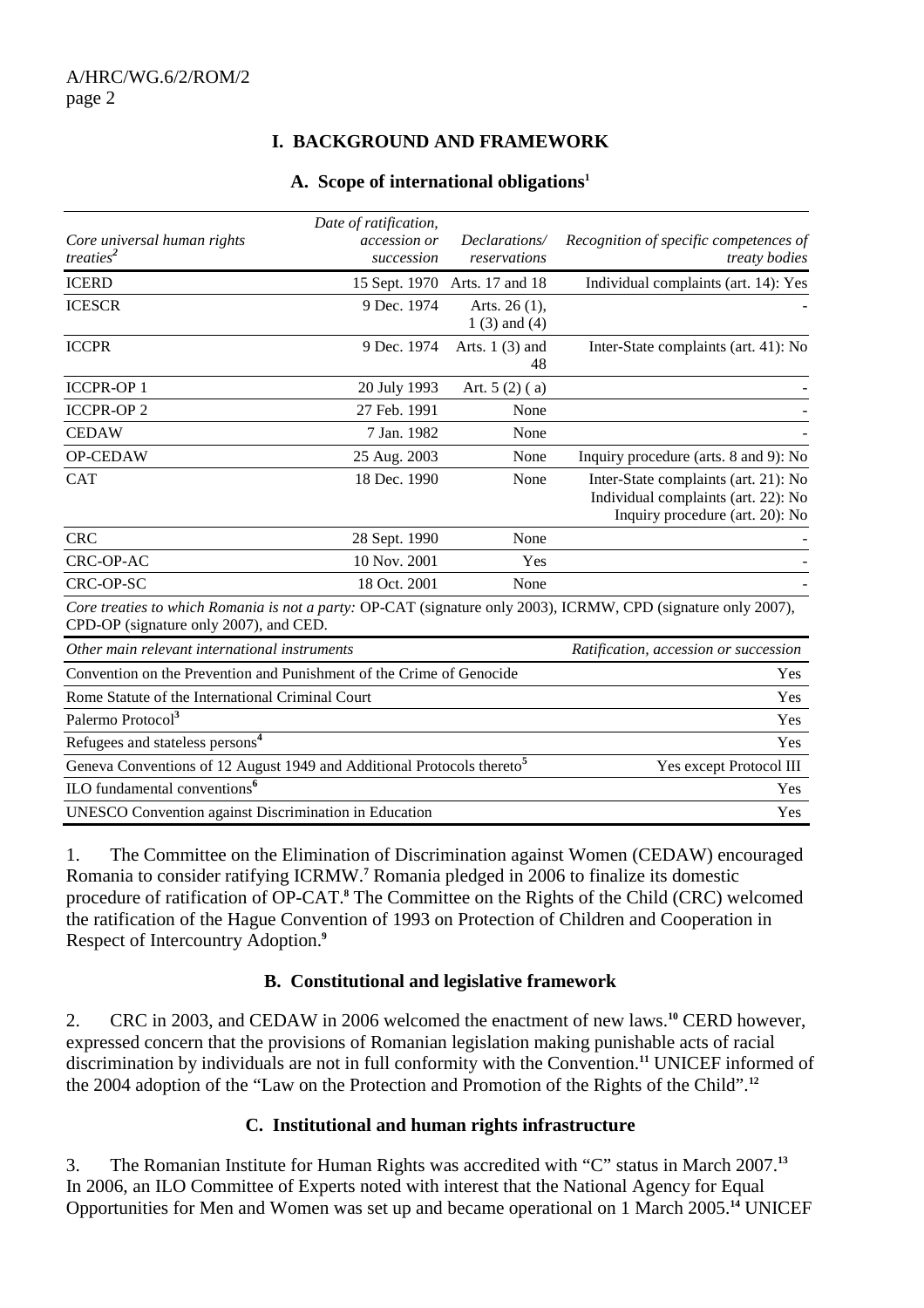## I. BACKGROUND AND FRAMEWORK

### A. Scope of international obligations[1]

| *Core universal human rights treaties*[2] | *Date of ratification, accession or succession* | *Declarations/ reservations* | *Recognition of specific competences of treaty bodies* |
|---|---|---|---|
| ICERD | 15 Sept. 1970 | Arts. 17 and 18 | Individual complaints (art. 14): Yes |
| ICESCR | 9 Dec. 1974 | Arts. 26 (1), 1 (3) and (4) | - |
| ICCPR | 9 Dec. 1974 | Arts. 1 (3) and 48 | Inter-State complaints (art. 41): No |
| ICCPR-OP 1 | 20 July 1993 | Art. 5 (2) ( a) | - |
| ICCPR-OP 2 | 27 Feb. 1991 | None | - |
| CEDAW | 7 Jan. 1982 | None | - |
| OP-CEDAW | 25 Aug. 2003 | None | Inquiry procedure (arts. 8 and 9): No |
| CAT | 18 Dec. 1990 | None | Inter-State complaints (art. 21): No<br>Individual complaints (art. 22): No<br>Inquiry procedure (art. 20): No |
| CRC | 28 Sept. 1990 | None | - |
| CRC-OP-AC | 10 Nov. 2001 | Yes | - |
| CRC-OP-SC | 18 Oct. 2001 | None | - |

*Core treaties to which Romania is not a party:* OP-CAT (signature only 2003), ICRMW, CPD (signature only 2007), CPD-OP (signature only 2007), and CED.

| *Other main relevant international instruments* | *Ratification, accession or succession* |
|---|---|
| Convention on the Prevention and Punishment of the Crime of Genocide | Yes |
| Rome Statute of the International Criminal Court | Yes |
| Palermo Protocol[3] | Yes |
| Refugees and stateless persons[4] | Yes |
| Geneva Conventions of 12 August 1949 and Additional Protocols thereto[5] | Yes except Protocol III |
| ILO fundamental conventions[6] | Yes |
| UNESCO Convention against Discrimination in Education | Yes |

1. The Committee on the Elimination of Discrimination against Women (CEDAW) encouraged Romania to consider ratifying ICRMW.[7] Romania pledged in 2006 to finalize its domestic procedure of ratification of OP-CAT.[8] The Committee on the Rights of the Child (CRC) welcomed the ratification of the Hague Convention of 1993 on Protection of Children and Cooperation in Respect of Intercountry Adoption.[9]

### B. Constitutional and legislative framework

2. CRC in 2003, and CEDAW in 2006 welcomed the enactment of new laws.[10] CERD however, expressed concern that the provisions of Romanian legislation making punishable acts of racial discrimination by individuals are not in full conformity with the Convention.[11] UNICEF informed of the 2004 adoption of the "Law on the Protection and Promotion of the Rights of the Child".[12]

### C. Institutional and human rights infrastructure

3. The Romanian Institute for Human Rights was accredited with "C" status in March 2007.[13] In 2006, an ILO Committee of Experts noted with interest that the National Agency for Equal Opportunities for Men and Women was set up and became operational on 1 March 2005.[14] UNICEF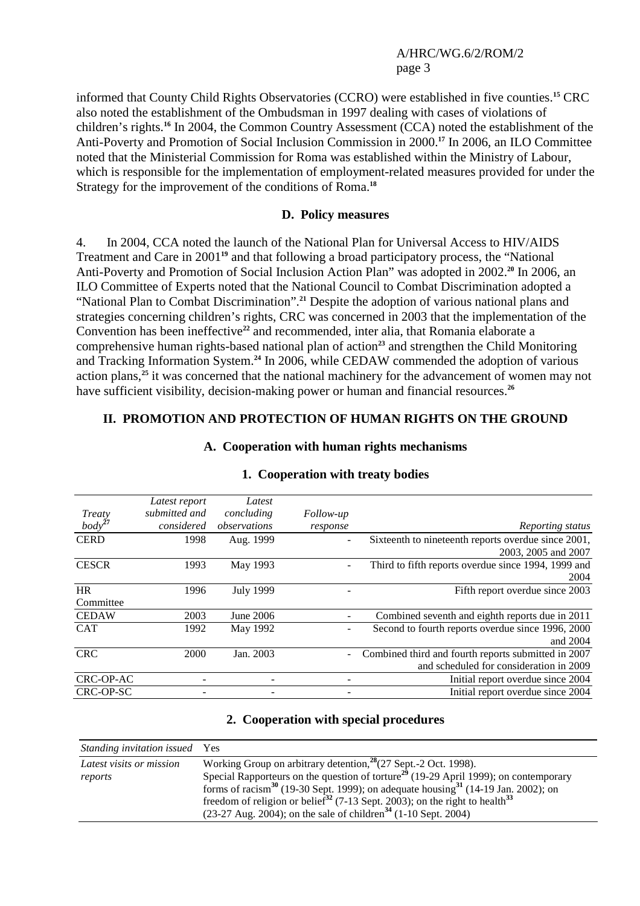informed that County Child Rights Observatories (CCRO) were established in five counties.[15] CRC also noted the establishment of the Ombudsman in 1997 dealing with cases of violations of children's rights.[16] In 2004, the Common Country Assessment (CCA) noted the establishment of the Anti-Poverty and Promotion of Social Inclusion Commission in 2000.[17] In 2006, an ILO Committee noted that the Ministerial Commission for Roma was established within the Ministry of Labour, which is responsible for the implementation of employment-related measures provided for under the Strategy for the improvement of the conditions of Roma.[18]

### D. Policy measures

4. In 2004, CCA noted the launch of the National Plan for Universal Access to HIV/AIDS Treatment and Care in 2001[19] and that following a broad participatory process, the "National Anti-Poverty and Promotion of Social Inclusion Action Plan" was adopted in 2002.[20] In 2006, an ILO Committee of Experts noted that the National Council to Combat Discrimination adopted a "National Plan to Combat Discrimination".[21] Despite the adoption of various national plans and strategies concerning children's rights, CRC was concerned in 2003 that the implementation of the Convention has been ineffective[22] and recommended, inter alia, that Romania elaborate a comprehensive human rights-based national plan of action[23] and strengthen the Child Monitoring and Tracking Information System.[24] In 2006, while CEDAW commended the adoption of various action plans,[25] it was concerned that the national machinery for the advancement of women may not have sufficient visibility, decision-making power or human and financial resources.[26]

## II. PROMOTION AND PROTECTION OF HUMAN RIGHTS ON THE GROUND

### A. Cooperation with human rights mechanisms

#### 1. Cooperation with treaty bodies

| *Treaty body*[27] | *Latest report submitted and considered* | *Latest concluding observations* | *Follow-up response* | *Reporting status* |
|---|---|---|---|---|
| CERD | 1998 | Aug. 1999 | - | Sixteenth to nineteenth reports overdue since 2001, 2003, 2005 and 2007 |
| CESCR | 1993 | May 1993 | - | Third to fifth reports overdue since 1994, 1999 and 2004 |
| HR Committee | 1996 | July 1999 | - | Fifth report overdue since 2003 |
| CEDAW | 2003 | June 2006 | - | Combined seventh and eighth reports due in 2011 |
| CAT | 1992 | May 1992 | - | Second to fourth reports overdue since 1996, 2000 and 2004 |
| CRC | 2000 | Jan. 2003 | - | Combined third and fourth reports submitted in 2007 and scheduled for consideration in 2009 |
| CRC-OP-AC | - | - | - | Initial report overdue since 2004 |
| CRC-OP-SC | - | - | - | Initial report overdue since 2004 |

#### 2. Cooperation with special procedures

| *Standing invitation issued* | Yes |
|---|---|
| *Latest visits or mission reports* | Working Group on arbitrary detention,[28] (27 Sept.-2 Oct. 1998). Special Rapporteurs on the question of torture[29] (19-29 April 1999); on contemporary forms of racism[30] (19-30 Sept. 1999); on adequate housing[31] (14-19 Jan. 2002); on freedom of religion or belief[32] (7-13 Sept. 2003); on the right to health[33] (23-27 Aug. 2004); on the sale of children[34] (1-10 Sept. 2004) |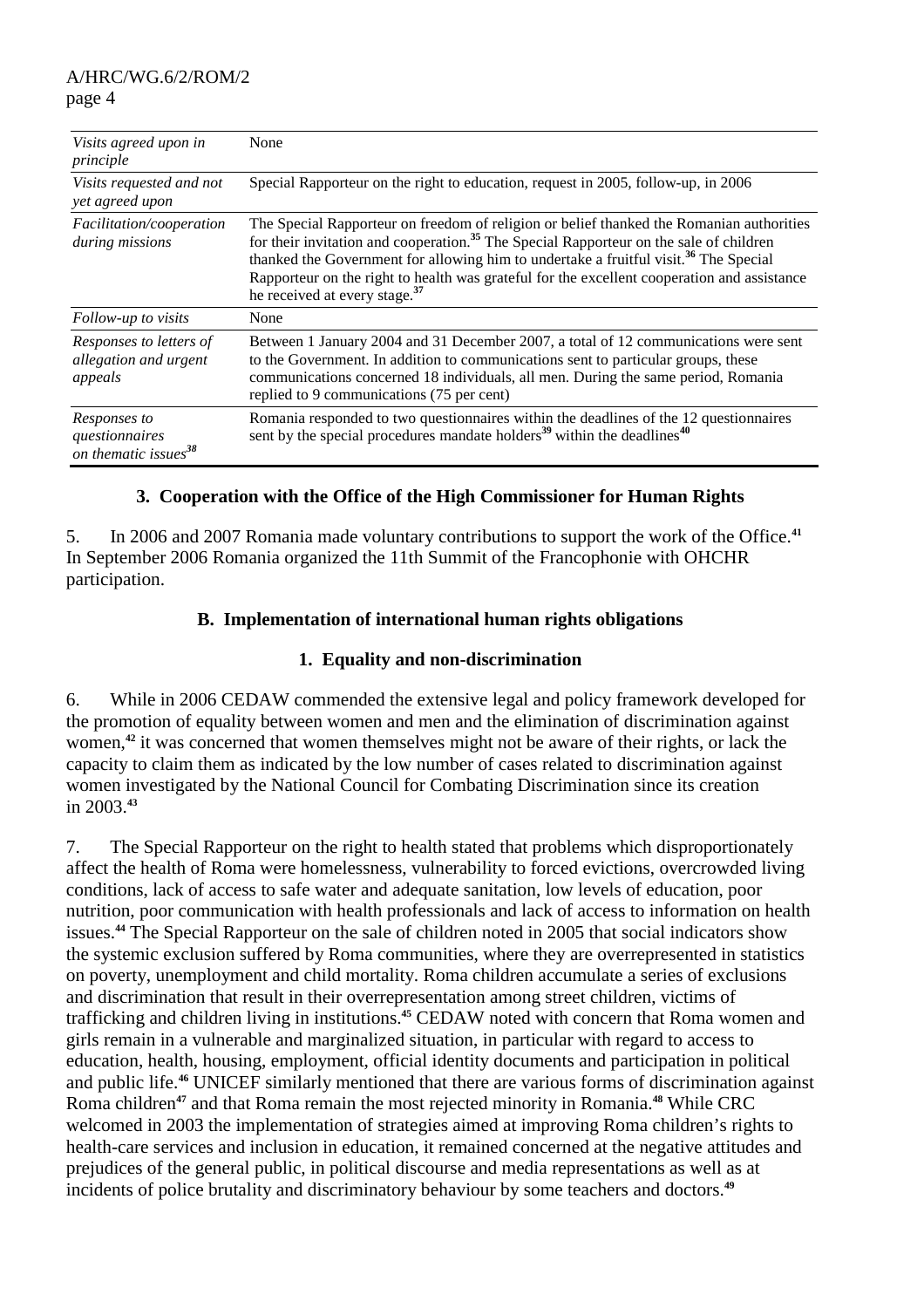| | |
|---|---|
| *Visits agreed upon in principle* | None |
| *Visits requested and not yet agreed upon* | Special Rapporteur on the right to education, request in 2005, follow-up, in 2006 |
| *Facilitation/cooperation during missions* | The Special Rapporteur on freedom of religion or belief thanked the Romanian authorities for their invitation and cooperation.[35] The Special Rapporteur on the sale of children thanked the Government for allowing him to undertake a fruitful visit.[36] The Special Rapporteur on the right to health was grateful for the excellent cooperation and assistance he received at every stage.[37] |
| *Follow-up to visits* | None |
| *Responses to letters of allegation and urgent appeals* | Between 1 January 2004 and 31 December 2007, a total of 12 communications were sent to the Government. In addition to communications sent to particular groups, these communications concerned 18 individuals, all men. During the same period, Romania replied to 9 communications (75 per cent) |
| *Responses to questionnaires on thematic issues*[38] | Romania responded to two questionnaires within the deadlines of the 12 questionnaires sent by the special procedures mandate holders[39] within the deadlines[40] |

### 3. Cooperation with the Office of the High Commissioner for Human Rights

5. In 2006 and 2007 Romania made voluntary contributions to support the work of the Office.[41] In September 2006 Romania organized the 11th Summit of the Francophonie with OHCHR participation.

## B. Implementation of international human rights obligations

### 1. Equality and non-discrimination

6. While in 2006 CEDAW commended the extensive legal and policy framework developed for the promotion of equality between women and men and the elimination of discrimination against women,[42] it was concerned that women themselves might not be aware of their rights, or lack the capacity to claim them as indicated by the low number of cases related to discrimination against women investigated by the National Council for Combating Discrimination since its creation in 2003.[43]

7. The Special Rapporteur on the right to health stated that problems which disproportionately affect the health of Roma were homelessness, vulnerability to forced evictions, overcrowded living conditions, lack of access to safe water and adequate sanitation, low levels of education, poor nutrition, poor communication with health professionals and lack of access to information on health issues.[44] The Special Rapporteur on the sale of children noted in 2005 that social indicators show the systemic exclusion suffered by Roma communities, where they are overrepresented in statistics on poverty, unemployment and child mortality. Roma children accumulate a series of exclusions and discrimination that result in their overrepresentation among street children, victims of trafficking and children living in institutions.[45] CEDAW noted with concern that Roma women and girls remain in a vulnerable and marginalized situation, in particular with regard to access to education, health, housing, employment, official identity documents and participation in political and public life.[46] UNICEF similarly mentioned that there are various forms of discrimination against Roma children[47] and that Roma remain the most rejected minority in Romania.[48] While CRC welcomed in 2003 the implementation of strategies aimed at improving Roma children's rights to health-care services and inclusion in education, it remained concerned at the negative attitudes and prejudices of the general public, in political discourse and media representations as well as at incidents of police brutality and discriminatory behaviour by some teachers and doctors.[49]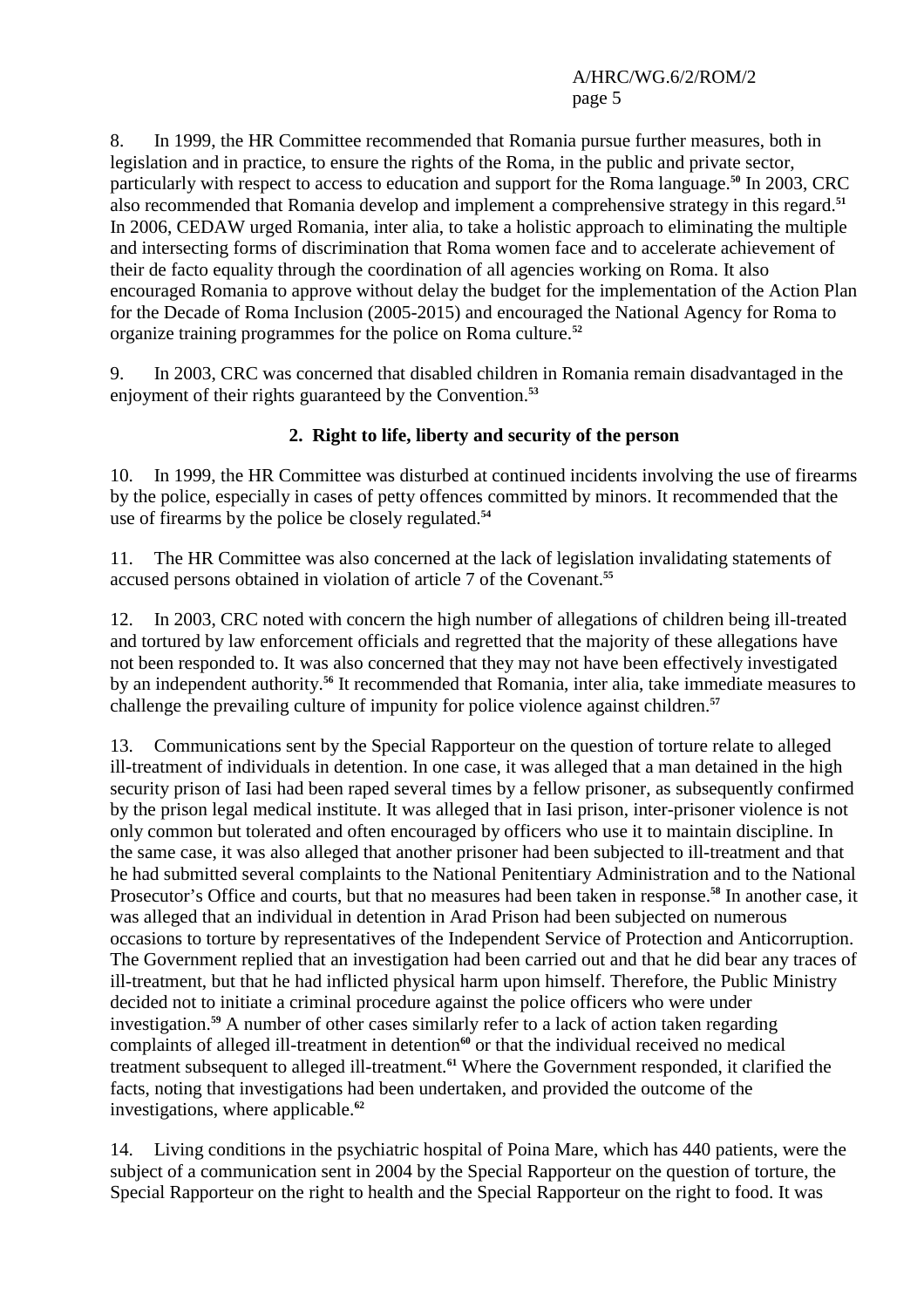8. In 1999, the HR Committee recommended that Romania pursue further measures, both in legislation and in practice, to ensure the rights of the Roma, in the public and private sector, particularly with respect to access to education and support for the Roma language.[50] In 2003, CRC also recommended that Romania develop and implement a comprehensive strategy in this regard.[51] In 2006, CEDAW urged Romania, inter alia, to take a holistic approach to eliminating the multiple and intersecting forms of discrimination that Roma women face and to accelerate achievement of their de facto equality through the coordination of all agencies working on Roma. It also encouraged Romania to approve without delay the budget for the implementation of the Action Plan for the Decade of Roma Inclusion (2005-2015) and encouraged the National Agency for Roma to organize training programmes for the police on Roma culture.[52]

9. In 2003, CRC was concerned that disabled children in Romania remain disadvantaged in the enjoyment of their rights guaranteed by the Convention.[53]

### 2. Right to life, liberty and security of the person

10. In 1999, the HR Committee was disturbed at continued incidents involving the use of firearms by the police, especially in cases of petty offences committed by minors. It recommended that the use of firearms by the police be closely regulated.[54]

11. The HR Committee was also concerned at the lack of legislation invalidating statements of accused persons obtained in violation of article 7 of the Covenant.[55]

12. In 2003, CRC noted with concern the high number of allegations of children being ill-treated and tortured by law enforcement officials and regretted that the majority of these allegations have not been responded to. It was also concerned that they may not have been effectively investigated by an independent authority.[56] It recommended that Romania, inter alia, take immediate measures to challenge the prevailing culture of impunity for police violence against children.[57]

13. Communications sent by the Special Rapporteur on the question of torture relate to alleged ill-treatment of individuals in detention. In one case, it was alleged that a man detained in the high security prison of Iasi had been raped several times by a fellow prisoner, as subsequently confirmed by the prison legal medical institute. It was alleged that in Iasi prison, inter-prisoner violence is not only common but tolerated and often encouraged by officers who use it to maintain discipline. In the same case, it was also alleged that another prisoner had been subjected to ill-treatment and that he had submitted several complaints to the National Penitentiary Administration and to the National Prosecutor's Office and courts, but that no measures had been taken in response.[58] In another case, it was alleged that an individual in detention in Arad Prison had been subjected on numerous occasions to torture by representatives of the Independent Service of Protection and Anticorruption. The Government replied that an investigation had been carried out and that he did bear any traces of ill-treatment, but that he had inflicted physical harm upon himself. Therefore, the Public Ministry decided not to initiate a criminal procedure against the police officers who were under investigation.[59] A number of other cases similarly refer to a lack of action taken regarding complaints of alleged ill-treatment in detention[60] or that the individual received no medical treatment subsequent to alleged ill-treatment.[61] Where the Government responded, it clarified the facts, noting that investigations had been undertaken, and provided the outcome of the investigations, where applicable.[62]

14. Living conditions in the psychiatric hospital of Poina Mare, which has 440 patients, were the subject of a communication sent in 2004 by the Special Rapporteur on the question of torture, the Special Rapporteur on the right to health and the Special Rapporteur on the right to food. It was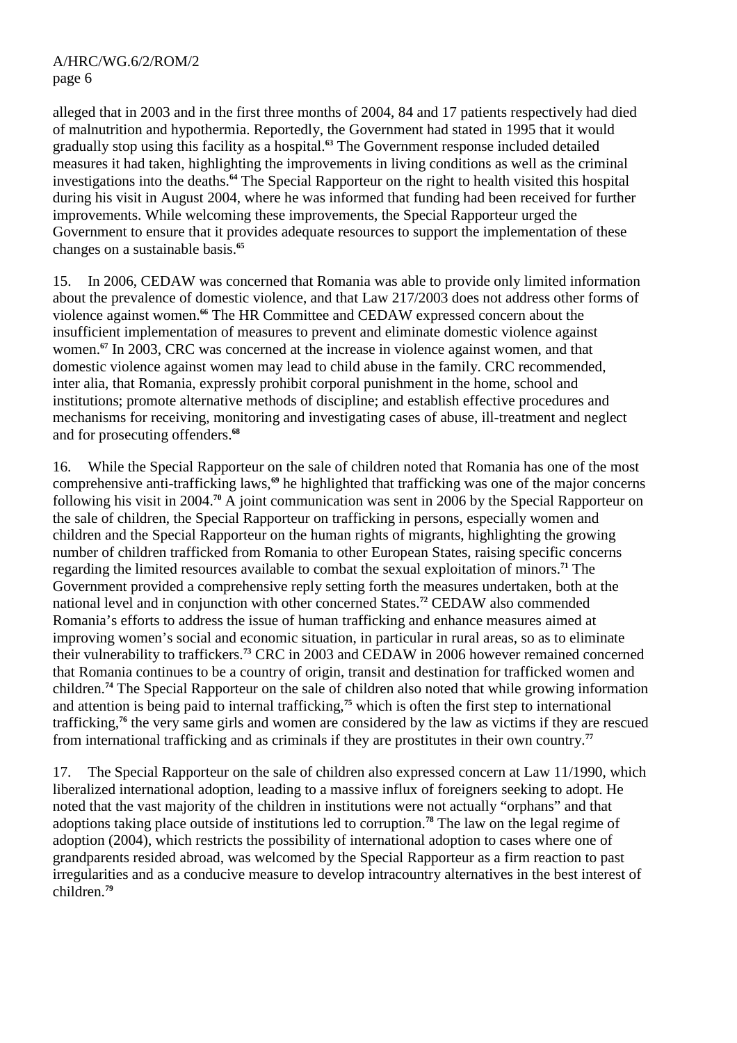alleged that in 2003 and in the first three months of 2004, 84 and 17 patients respectively had died of malnutrition and hypothermia. Reportedly, the Government had stated in 1995 that it would gradually stop using this facility as a hospital.[63] The Government response included detailed measures it had taken, highlighting the improvements in living conditions as well as the criminal investigations into the deaths.[64] The Special Rapporteur on the right to health visited this hospital during his visit in August 2004, where he was informed that funding had been received for further improvements. While welcoming these improvements, the Special Rapporteur urged the Government to ensure that it provides adequate resources to support the implementation of these changes on a sustainable basis.[65]

15. In 2006, CEDAW was concerned that Romania was able to provide only limited information about the prevalence of domestic violence, and that Law 217/2003 does not address other forms of violence against women.[66] The HR Committee and CEDAW expressed concern about the insufficient implementation of measures to prevent and eliminate domestic violence against women.[67] In 2003, CRC was concerned at the increase in violence against women, and that domestic violence against women may lead to child abuse in the family. CRC recommended, inter alia, that Romania, expressly prohibit corporal punishment in the home, school and institutions; promote alternative methods of discipline; and establish effective procedures and mechanisms for receiving, monitoring and investigating cases of abuse, ill-treatment and neglect and for prosecuting offenders.[68]

16. While the Special Rapporteur on the sale of children noted that Romania has one of the most comprehensive anti-trafficking laws,[69] he highlighted that trafficking was one of the major concerns following his visit in 2004.[70] A joint communication was sent in 2006 by the Special Rapporteur on the sale of children, the Special Rapporteur on trafficking in persons, especially women and children and the Special Rapporteur on the human rights of migrants, highlighting the growing number of children trafficked from Romania to other European States, raising specific concerns regarding the limited resources available to combat the sexual exploitation of minors.[71] The Government provided a comprehensive reply setting forth the measures undertaken, both at the national level and in conjunction with other concerned States.[72] CEDAW also commended Romania's efforts to address the issue of human trafficking and enhance measures aimed at improving women's social and economic situation, in particular in rural areas, so as to eliminate their vulnerability to traffickers.[73] CRC in 2003 and CEDAW in 2006 however remained concerned that Romania continues to be a country of origin, transit and destination for trafficked women and children.[74] The Special Rapporteur on the sale of children also noted that while growing information and attention is being paid to internal trafficking,[75] which is often the first step to international trafficking,[76] the very same girls and women are considered by the law as victims if they are rescued from international trafficking and as criminals if they are prostitutes in their own country.[77]

17. The Special Rapporteur on the sale of children also expressed concern at Law 11/1990, which liberalized international adoption, leading to a massive influx of foreigners seeking to adopt. He noted that the vast majority of the children in institutions were not actually "orphans" and that adoptions taking place outside of institutions led to corruption.[78] The law on the legal regime of adoption (2004), which restricts the possibility of international adoption to cases where one of grandparents resided abroad, was welcomed by the Special Rapporteur as a firm reaction to past irregularities and as a conducive measure to develop intracountry alternatives in the best interest of children.[79]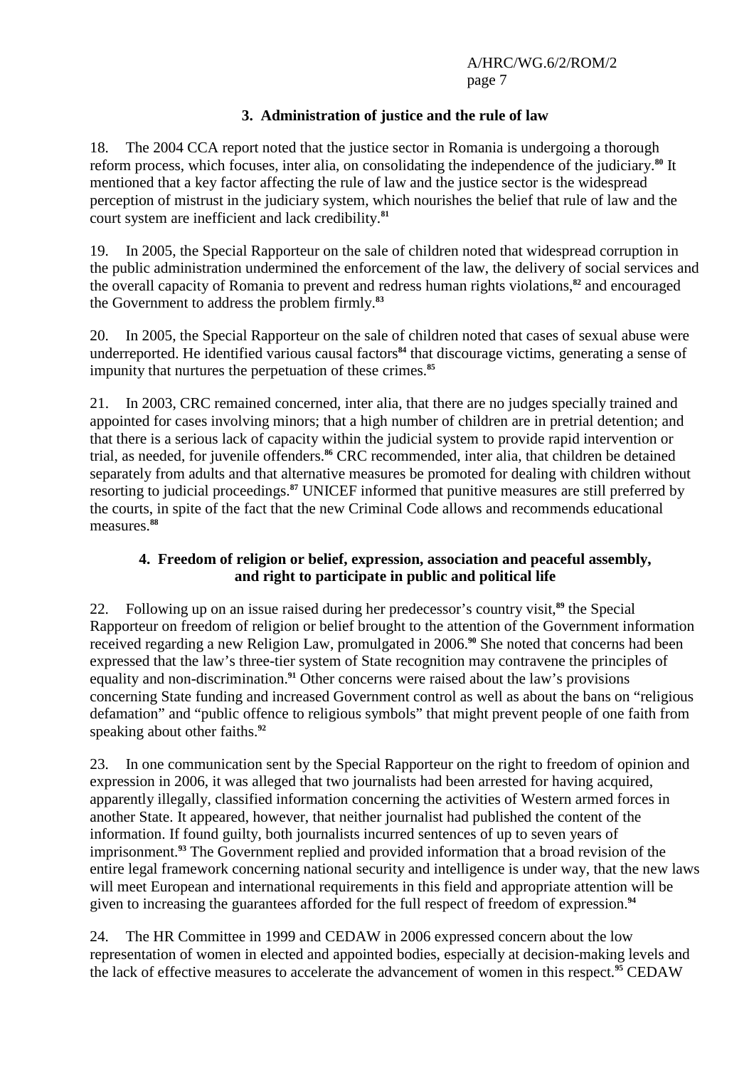### 3. Administration of justice and the rule of law

18. The 2004 CCA report noted that the justice sector in Romania is undergoing a thorough reform process, which focuses, inter alia, on consolidating the independence of the judiciary.[80] It mentioned that a key factor affecting the rule of law and the justice sector is the widespread perception of mistrust in the judiciary system, which nourishes the belief that rule of law and the court system are inefficient and lack credibility.[81]

19. In 2005, the Special Rapporteur on the sale of children noted that widespread corruption in the public administration undermined the enforcement of the law, the delivery of social services and the overall capacity of Romania to prevent and redress human rights violations,[82] and encouraged the Government to address the problem firmly.[83]

20. In 2005, the Special Rapporteur on the sale of children noted that cases of sexual abuse were underreported. He identified various causal factors[84] that discourage victims, generating a sense of impunity that nurtures the perpetuation of these crimes.[85]

21. In 2003, CRC remained concerned, inter alia, that there are no judges specially trained and appointed for cases involving minors; that a high number of children are in pretrial detention; and that there is a serious lack of capacity within the judicial system to provide rapid intervention or trial, as needed, for juvenile offenders.[86] CRC recommended, inter alia, that children be detained separately from adults and that alternative measures be promoted for dealing with children without resorting to judicial proceedings.[87] UNICEF informed that punitive measures are still preferred by the courts, in spite of the fact that the new Criminal Code allows and recommends educational measures.[88]

### 4. Freedom of religion or belief, expression, association and peaceful assembly, and right to participate in public and political life

22. Following up on an issue raised during her predecessor's country visit,[89] the Special Rapporteur on freedom of religion or belief brought to the attention of the Government information received regarding a new Religion Law, promulgated in 2006.[90] She noted that concerns had been expressed that the law's three-tier system of State recognition may contravene the principles of equality and non-discrimination.[91] Other concerns were raised about the law's provisions concerning State funding and increased Government control as well as about the bans on "religious defamation" and "public offence to religious symbols" that might prevent people of one faith from speaking about other faiths.[92]

23. In one communication sent by the Special Rapporteur on the right to freedom of opinion and expression in 2006, it was alleged that two journalists had been arrested for having acquired, apparently illegally, classified information concerning the activities of Western armed forces in another State. It appeared, however, that neither journalist had published the content of the information. If found guilty, both journalists incurred sentences of up to seven years of imprisonment.[93] The Government replied and provided information that a broad revision of the entire legal framework concerning national security and intelligence is under way, that the new laws will meet European and international requirements in this field and appropriate attention will be given to increasing the guarantees afforded for the full respect of freedom of expression.[94]

24. The HR Committee in 1999 and CEDAW in 2006 expressed concern about the low representation of women in elected and appointed bodies, especially at decision-making levels and the lack of effective measures to accelerate the advancement of women in this respect.[95] CEDAW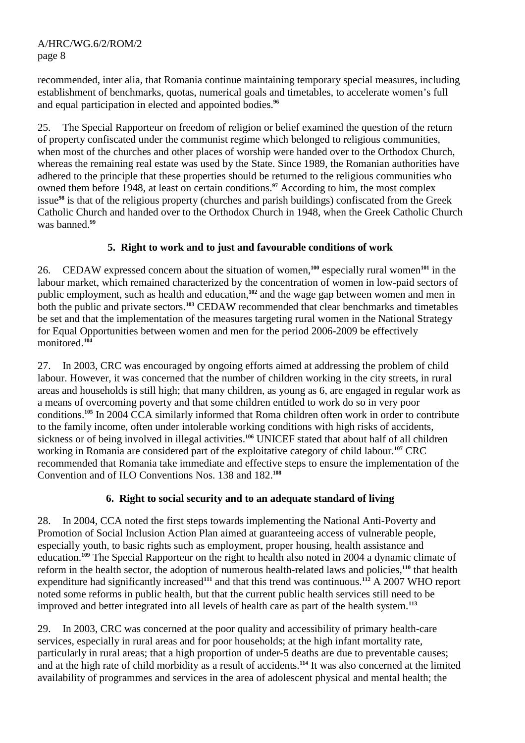recommended, inter alia, that Romania continue maintaining temporary special measures, including establishment of benchmarks, quotas, numerical goals and timetables, to accelerate women's full and equal participation in elected and appointed bodies.[96]

25. The Special Rapporteur on freedom of religion or belief examined the question of the return of property confiscated under the communist regime which belonged to religious communities, when most of the churches and other places of worship were handed over to the Orthodox Church, whereas the remaining real estate was used by the State. Since 1989, the Romanian authorities have adhered to the principle that these properties should be returned to the religious communities who owned them before 1948, at least on certain conditions.[97] According to him, the most complex issue[98] is that of the religious property (churches and parish buildings) confiscated from the Greek Catholic Church and handed over to the Orthodox Church in 1948, when the Greek Catholic Church was banned.[99]

### 5. Right to work and to just and favourable conditions of work

26. CEDAW expressed concern about the situation of women,[100] especially rural women[101] in the labour market, which remained characterized by the concentration of women in low-paid sectors of public employment, such as health and education,[102] and the wage gap between women and men in both the public and private sectors.[103] CEDAW recommended that clear benchmarks and timetables be set and that the implementation of the measures targeting rural women in the National Strategy for Equal Opportunities between women and men for the period 2006-2009 be effectively monitored.[104]

27. In 2003, CRC was encouraged by ongoing efforts aimed at addressing the problem of child labour. However, it was concerned that the number of children working in the city streets, in rural areas and households is still high; that many children, as young as 6, are engaged in regular work as a means of overcoming poverty and that some children entitled to work do so in very poor conditions.[105] In 2004 CCA similarly informed that Roma children often work in order to contribute to the family income, often under intolerable working conditions with high risks of accidents, sickness or of being involved in illegal activities.[106] UNICEF stated that about half of all children working in Romania are considered part of the exploitative category of child labour.[107] CRC recommended that Romania take immediate and effective steps to ensure the implementation of the Convention and of ILO Conventions Nos. 138 and 182.[108]

### 6. Right to social security and to an adequate standard of living

28. In 2004, CCA noted the first steps towards implementing the National Anti-Poverty and Promotion of Social Inclusion Action Plan aimed at guaranteeing access of vulnerable people, especially youth, to basic rights such as employment, proper housing, health assistance and education.[109] The Special Rapporteur on the right to health also noted in 2004 a dynamic climate of reform in the health sector, the adoption of numerous health-related laws and policies,[110] that health expenditure had significantly increased[111] and that this trend was continuous.[112] A 2007 WHO report noted some reforms in public health, but that the current public health services still need to be improved and better integrated into all levels of health care as part of the health system.[113]

29. In 2003, CRC was concerned at the poor quality and accessibility of primary health-care services, especially in rural areas and for poor households; at the high infant mortality rate, particularly in rural areas; that a high proportion of under-5 deaths are due to preventable causes; and at the high rate of child morbidity as a result of accidents.[114] It was also concerned at the limited availability of programmes and services in the area of adolescent physical and mental health; the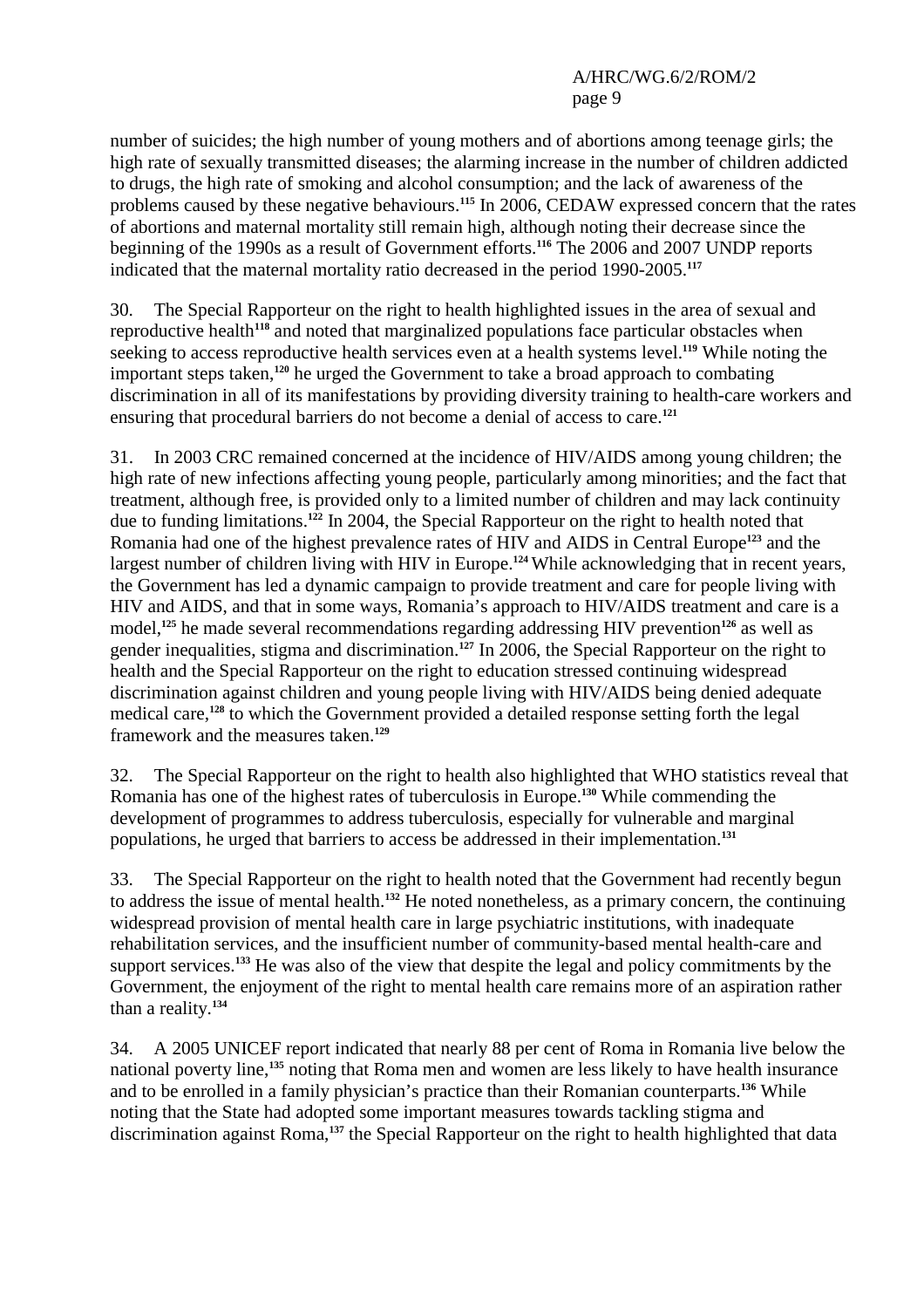number of suicides; the high number of young mothers and of abortions among teenage girls; the high rate of sexually transmitted diseases; the alarming increase in the number of children addicted to drugs, the high rate of smoking and alcohol consumption; and the lack of awareness of the problems caused by these negative behaviours.[115] In 2006, CEDAW expressed concern that the rates of abortions and maternal mortality still remain high, although noting their decrease since the beginning of the 1990s as a result of Government efforts.[116] The 2006 and 2007 UNDP reports indicated that the maternal mortality ratio decreased in the period 1990-2005.[117]

30. The Special Rapporteur on the right to health highlighted issues in the area of sexual and reproductive health[118] and noted that marginalized populations face particular obstacles when seeking to access reproductive health services even at a health systems level.[119] While noting the important steps taken,[120] he urged the Government to take a broad approach to combating discrimination in all of its manifestations by providing diversity training to health-care workers and ensuring that procedural barriers do not become a denial of access to care.[121]

31. In 2003 CRC remained concerned at the incidence of HIV/AIDS among young children; the high rate of new infections affecting young people, particularly among minorities; and the fact that treatment, although free, is provided only to a limited number of children and may lack continuity due to funding limitations.[122] In 2004, the Special Rapporteur on the right to health noted that Romania had one of the highest prevalence rates of HIV and AIDS in Central Europe[123] and the largest number of children living with HIV in Europe.[124] While acknowledging that in recent years, the Government has led a dynamic campaign to provide treatment and care for people living with HIV and AIDS, and that in some ways, Romania's approach to HIV/AIDS treatment and care is a model,[125] he made several recommendations regarding addressing HIV prevention[126] as well as gender inequalities, stigma and discrimination.[127] In 2006, the Special Rapporteur on the right to health and the Special Rapporteur on the right to education stressed continuing widespread discrimination against children and young people living with HIV/AIDS being denied adequate medical care,[128] to which the Government provided a detailed response setting forth the legal framework and the measures taken.[129]

32. The Special Rapporteur on the right to health also highlighted that WHO statistics reveal that Romania has one of the highest rates of tuberculosis in Europe.[130] While commending the development of programmes to address tuberculosis, especially for vulnerable and marginal populations, he urged that barriers to access be addressed in their implementation.[131]

33. The Special Rapporteur on the right to health noted that the Government had recently begun to address the issue of mental health.[132] He noted nonetheless, as a primary concern, the continuing widespread provision of mental health care in large psychiatric institutions, with inadequate rehabilitation services, and the insufficient number of community-based mental health-care and support services.[133] He was also of the view that despite the legal and policy commitments by the Government, the enjoyment of the right to mental health care remains more of an aspiration rather than a reality.[134]

34. A 2005 UNICEF report indicated that nearly 88 per cent of Roma in Romania live below the national poverty line,[135] noting that Roma men and women are less likely to have health insurance and to be enrolled in a family physician's practice than their Romanian counterparts.[136] While noting that the State had adopted some important measures towards tackling stigma and discrimination against Roma,[137] the Special Rapporteur on the right to health highlighted that data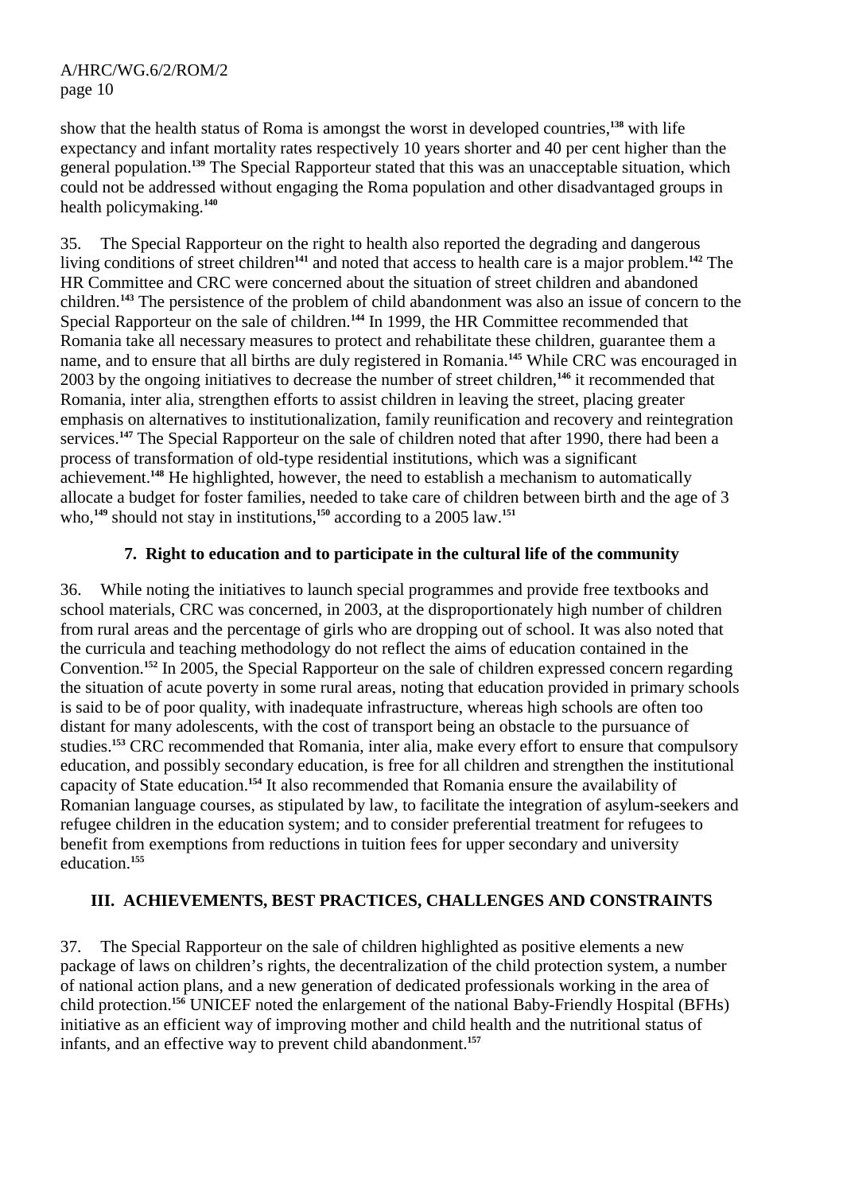show that the health status of Roma is amongst the worst in developed countries,[138] with life expectancy and infant mortality rates respectively 10 years shorter and 40 per cent higher than the general population.[139] The Special Rapporteur stated that this was an unacceptable situation, which could not be addressed without engaging the Roma population and other disadvantaged groups in health policymaking.[140]

35. The Special Rapporteur on the right to health also reported the degrading and dangerous living conditions of street children[141] and noted that access to health care is a major problem.[142] The HR Committee and CRC were concerned about the situation of street children and abandoned children.[143] The persistence of the problem of child abandonment was also an issue of concern to the Special Rapporteur on the sale of children.[144] In 1999, the HR Committee recommended that Romania take all necessary measures to protect and rehabilitate these children, guarantee them a name, and to ensure that all births are duly registered in Romania.[145] While CRC was encouraged in 2003 by the ongoing initiatives to decrease the number of street children,[146] it recommended that Romania, inter alia, strengthen efforts to assist children in leaving the street, placing greater emphasis on alternatives to institutionalization, family reunification and recovery and reintegration services.[147] The Special Rapporteur on the sale of children noted that after 1990, there had been a process of transformation of old-type residential institutions, which was a significant achievement.[148] He highlighted, however, the need to establish a mechanism to automatically allocate a budget for foster families, needed to take care of children between birth and the age of 3 who,[149] should not stay in institutions,[150] according to a 2005 law.[151]

### 7. Right to education and to participate in the cultural life of the community

36. While noting the initiatives to launch special programmes and provide free textbooks and school materials, CRC was concerned, in 2003, at the disproportionately high number of children from rural areas and the percentage of girls who are dropping out of school. It was also noted that the curricula and teaching methodology do not reflect the aims of education contained in the Convention.[152] In 2005, the Special Rapporteur on the sale of children expressed concern regarding the situation of acute poverty in some rural areas, noting that education provided in primary schools is said to be of poor quality, with inadequate infrastructure, whereas high schools are often too distant for many adolescents, with the cost of transport being an obstacle to the pursuance of studies.[153] CRC recommended that Romania, inter alia, make every effort to ensure that compulsory education, and possibly secondary education, is free for all children and strengthen the institutional capacity of State education.[154] It also recommended that Romania ensure the availability of Romanian language courses, as stipulated by law, to facilitate the integration of asylum-seekers and refugee children in the education system; and to consider preferential treatment for refugees to benefit from exemptions from reductions in tuition fees for upper secondary and university education.[155]

## III. ACHIEVEMENTS, BEST PRACTICES, CHALLENGES AND CONSTRAINTS

37. The Special Rapporteur on the sale of children highlighted as positive elements a new package of laws on children's rights, the decentralization of the child protection system, a number of national action plans, and a new generation of dedicated professionals working in the area of child protection.[156] UNICEF noted the enlargement of the national Baby-Friendly Hospital (BFHs) initiative as an efficient way of improving mother and child health and the nutritional status of infants, and an effective way to prevent child abandonment.[157]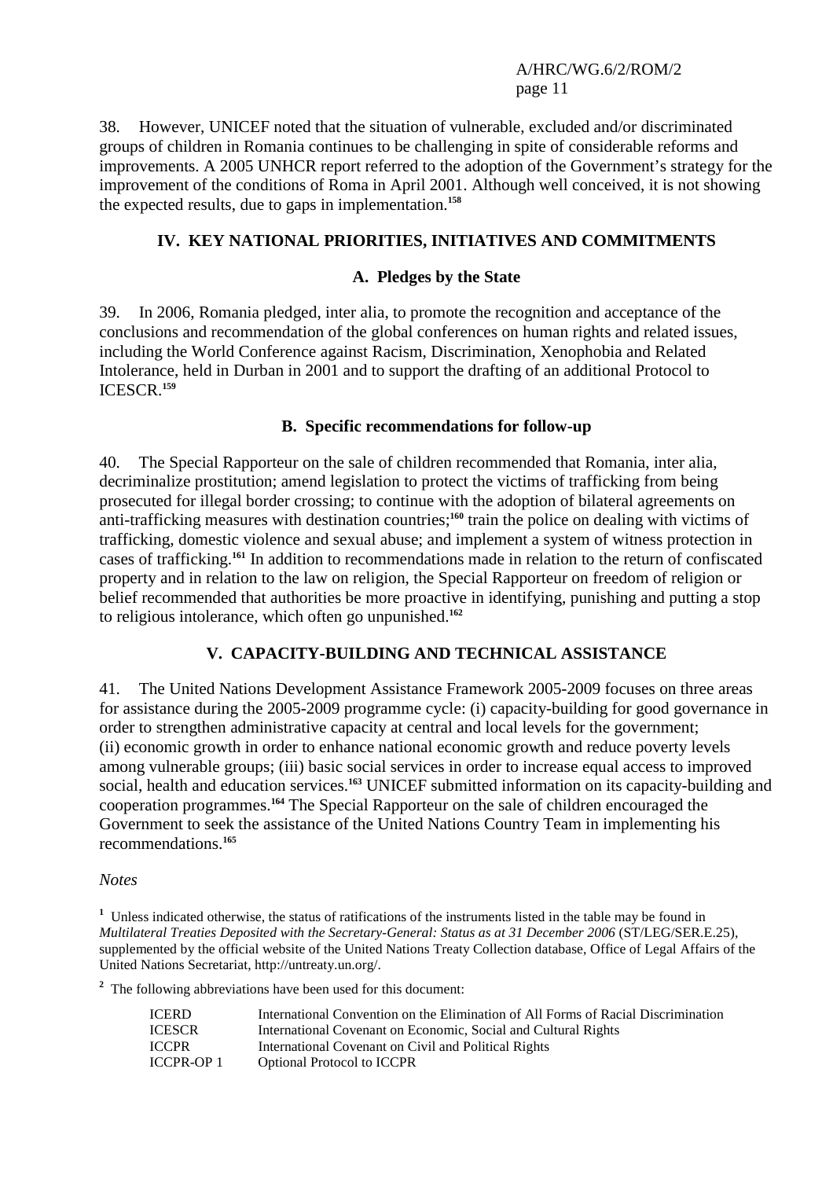38. However, UNICEF noted that the situation of vulnerable, excluded and/or discriminated groups of children in Romania continues to be challenging in spite of considerable reforms and improvements. A 2005 UNHCR report referred to the adoption of the Government's strategy for the improvement of the conditions of Roma in April 2001. Although well conceived, it is not showing the expected results, due to gaps in implementation.[158]

## IV. KEY NATIONAL PRIORITIES, INITIATIVES AND COMMITMENTS

### A. Pledges by the State

39. In 2006, Romania pledged, inter alia, to promote the recognition and acceptance of the conclusions and recommendation of the global conferences on human rights and related issues, including the World Conference against Racism, Discrimination, Xenophobia and Related Intolerance, held in Durban in 2001 and to support the drafting of an additional Protocol to ICESCR.[159]

### B. Specific recommendations for follow-up

40. The Special Rapporteur on the sale of children recommended that Romania, inter alia, decriminalize prostitution; amend legislation to protect the victims of trafficking from being prosecuted for illegal border crossing; to continue with the adoption of bilateral agreements on anti-trafficking measures with destination countries;[160] train the police on dealing with victims of trafficking, domestic violence and sexual abuse; and implement a system of witness protection in cases of trafficking.[161] In addition to recommendations made in relation to the return of confiscated property and in relation to the law on religion, the Special Rapporteur on freedom of religion or belief recommended that authorities be more proactive in identifying, punishing and putting a stop to religious intolerance, which often go unpunished.[162]

## V. CAPACITY-BUILDING AND TECHNICAL ASSISTANCE

41. The United Nations Development Assistance Framework 2005-2009 focuses on three areas for assistance during the 2005-2009 programme cycle: (i) capacity-building for good governance in order to strengthen administrative capacity at central and local levels for the government; (ii) economic growth in order to enhance national economic growth and reduce poverty levels among vulnerable groups; (iii) basic social services in order to increase equal access to improved social, health and education services.[163] UNICEF submitted information on its capacity-building and cooperation programmes.[164] The Special Rapporteur on the sale of children encouraged the Government to seek the assistance of the United Nations Country Team in implementing his recommendations.[165]

*Notes*

[1] Unless indicated otherwise, the status of ratifications of the instruments listed in the table may be found in *Multilateral Treaties Deposited with the Secretary-General: Status as at 31 December 2006* (ST/LEG/SER.E.25), supplemented by the official website of the United Nations Treaty Collection database, Office of Legal Affairs of the United Nations Secretariat, http://untreaty.un.org/.

[2] The following abbreviations have been used for this document:

| | |
|---|---|
| ICERD | International Convention on the Elimination of All Forms of Racial Discrimination |
| ICESCR | International Covenant on Economic, Social and Cultural Rights |
| ICCPR | International Covenant on Civil and Political Rights |
| ICCPR-OP 1 | Optional Protocol to ICCPR |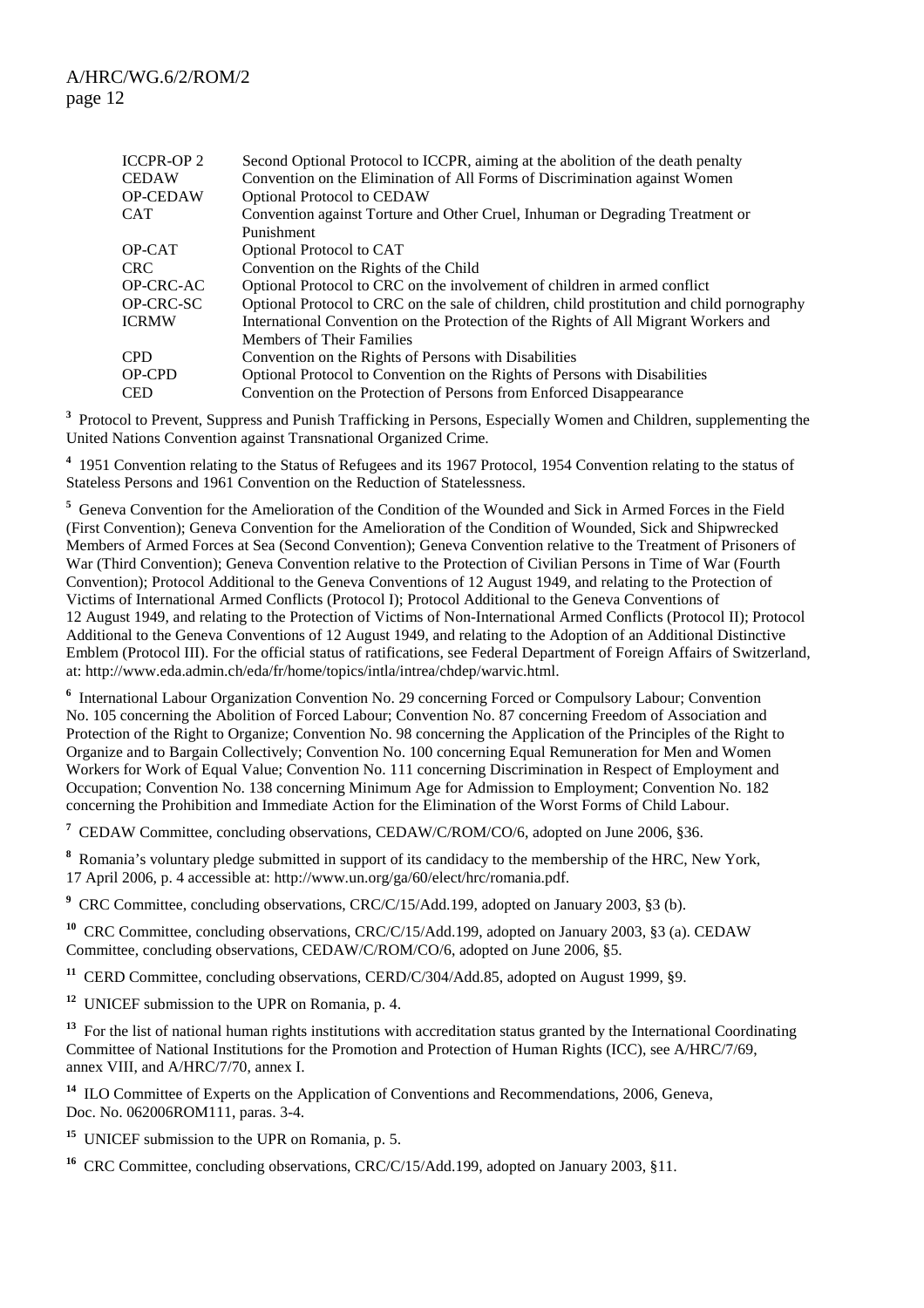| | |
|---|---|
| ICCPR-OP 2 | Second Optional Protocol to ICCPR, aiming at the abolition of the death penalty |
| CEDAW | Convention on the Elimination of All Forms of Discrimination against Women |
| OP-CEDAW | Optional Protocol to CEDAW |
| CAT | Convention against Torture and Other Cruel, Inhuman or Degrading Treatment or Punishment |
| OP-CAT | Optional Protocol to CAT |
| CRC | Convention on the Rights of the Child |
| OP-CRC-AC | Optional Protocol to CRC on the involvement of children in armed conflict |
| OP-CRC-SC | Optional Protocol to CRC on the sale of children, child prostitution and child pornography |
| ICRMW | International Convention on the Protection of the Rights of All Migrant Workers and Members of Their Families |
| CPD | Convention on the Rights of Persons with Disabilities |
| OP-CPD | Optional Protocol to Convention on the Rights of Persons with Disabilities |
| CED | Convention on the Protection of Persons from Enforced Disappearance |

[3] Protocol to Prevent, Suppress and Punish Trafficking in Persons, Especially Women and Children, supplementing the United Nations Convention against Transnational Organized Crime.

[4] 1951 Convention relating to the Status of Refugees and its 1967 Protocol, 1954 Convention relating to the status of Stateless Persons and 1961 Convention on the Reduction of Statelessness.

[5] Geneva Convention for the Amelioration of the Condition of the Wounded and Sick in Armed Forces in the Field (First Convention); Geneva Convention for the Amelioration of the Condition of Wounded, Sick and Shipwrecked Members of Armed Forces at Sea (Second Convention); Geneva Convention relative to the Treatment of Prisoners of War (Third Convention); Geneva Convention relative to the Protection of Civilian Persons in Time of War (Fourth Convention); Protocol Additional to the Geneva Conventions of 12 August 1949, and relating to the Protection of Victims of International Armed Conflicts (Protocol I); Protocol Additional to the Geneva Conventions of 12 August 1949, and relating to the Protection of Victims of Non-International Armed Conflicts (Protocol II); Protocol Additional to the Geneva Conventions of 12 August 1949, and relating to the Adoption of an Additional Distinctive Emblem (Protocol III). For the official status of ratifications, see Federal Department of Foreign Affairs of Switzerland, at: http://www.eda.admin.ch/eda/fr/home/topics/intla/intrea/chdep/warvic.html.

[6] International Labour Organization Convention No. 29 concerning Forced or Compulsory Labour; Convention No. 105 concerning the Abolition of Forced Labour; Convention No. 87 concerning Freedom of Association and Protection of the Right to Organize; Convention No. 98 concerning the Application of the Principles of the Right to Organize and to Bargain Collectively; Convention No. 100 concerning Equal Remuneration for Men and Women Workers for Work of Equal Value; Convention No. 111 concerning Discrimination in Respect of Employment and Occupation; Convention No. 138 concerning Minimum Age for Admission to Employment; Convention No. 182 concerning the Prohibition and Immediate Action for the Elimination of the Worst Forms of Child Labour.

[7] CEDAW Committee, concluding observations, CEDAW/C/ROM/CO/6, adopted on June 2006, §36.

[8] Romania's voluntary pledge submitted in support of its candidacy to the membership of the HRC, New York, 17 April 2006, p. 4 accessible at: http://www.un.org/ga/60/elect/hrc/romania.pdf.

[9] CRC Committee, concluding observations, CRC/C/15/Add.199, adopted on January 2003, §3 (b).

[10] CRC Committee, concluding observations, CRC/C/15/Add.199, adopted on January 2003, §3 (a). CEDAW Committee, concluding observations, CEDAW/C/ROM/CO/6, adopted on June 2006, §5.

[11] CERD Committee, concluding observations, CERD/C/304/Add.85, adopted on August 1999, §9.

[12] UNICEF submission to the UPR on Romania, p. 4.

[13] For the list of national human rights institutions with accreditation status granted by the International Coordinating Committee of National Institutions for the Promotion and Protection of Human Rights (ICC), see A/HRC/7/69, annex VIII, and A/HRC/7/70, annex I.

[14] ILO Committee of Experts on the Application of Conventions and Recommendations, 2006, Geneva, Doc. No. 062006ROM111, paras. 3-4.

[15] UNICEF submission to the UPR on Romania, p. 5.

[16] CRC Committee, concluding observations, CRC/C/15/Add.199, adopted on January 2003, §11.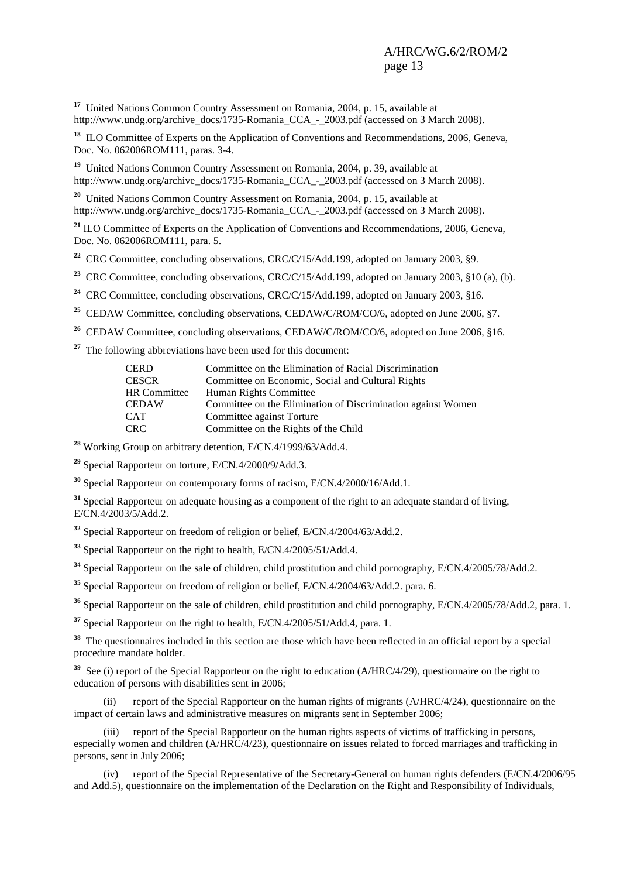[17] United Nations Common Country Assessment on Romania, 2004, p. 15, available at http://www.undg.org/archive_docs/1735-Romania_CCA_-_2003.pdf (accessed on 3 March 2008).

[18] ILO Committee of Experts on the Application of Conventions and Recommendations, 2006, Geneva, Doc. No. 062006ROM111, paras. 3-4.

[19] United Nations Common Country Assessment on Romania, 2004, p. 39, available at http://www.undg.org/archive_docs/1735-Romania_CCA_-_2003.pdf (accessed on 3 March 2008).

[20] United Nations Common Country Assessment on Romania, 2004, p. 15, available at http://www.undg.org/archive_docs/1735-Romania_CCA_-_2003.pdf (accessed on 3 March 2008).

[21] ILO Committee of Experts on the Application of Conventions and Recommendations, 2006, Geneva, Doc. No. 062006ROM111, para. 5.

[22] CRC Committee, concluding observations, CRC/C/15/Add.199, adopted on January 2003, §9.

[23] CRC Committee, concluding observations, CRC/C/15/Add.199, adopted on January 2003, §10 (a), (b).

[24] CRC Committee, concluding observations, CRC/C/15/Add.199, adopted on January 2003, §16.

[25] CEDAW Committee, concluding observations, CEDAW/C/ROM/CO/6, adopted on June 2006, §7.

[26] CEDAW Committee, concluding observations, CEDAW/C/ROM/CO/6, adopted on June 2006, §16.

[27] The following abbreviations have been used for this document:

| | |
|---|---|
| CERD | Committee on the Elimination of Racial Discrimination |
| CESCR | Committee on Economic, Social and Cultural Rights |
| HR Committee | Human Rights Committee |
| CEDAW | Committee on the Elimination of Discrimination against Women |
| CAT | Committee against Torture |
| CRC | Committee on the Rights of the Child |

[28] Working Group on arbitrary detention, E/CN.4/1999/63/Add.4.

[29] Special Rapporteur on torture, E/CN.4/2000/9/Add.3.

[30] Special Rapporteur on contemporary forms of racism, E/CN.4/2000/16/Add.1.

[31] Special Rapporteur on adequate housing as a component of the right to an adequate standard of living, E/CN.4/2003/5/Add.2.

[32] Special Rapporteur on freedom of religion or belief, E/CN.4/2004/63/Add.2.

[33] Special Rapporteur on the right to health, E/CN.4/2005/51/Add.4.

[34] Special Rapporteur on the sale of children, child prostitution and child pornography, E/CN.4/2005/78/Add.2.

[35] Special Rapporteur on freedom of religion or belief, E/CN.4/2004/63/Add.2. para. 6.

[36] Special Rapporteur on the sale of children, child prostitution and child pornography, E/CN.4/2005/78/Add.2, para. 1.

[37] Special Rapporteur on the right to health, E/CN.4/2005/51/Add.4, para. 1.

[38] The questionnaires included in this section are those which have been reflected in an official report by a special procedure mandate holder.

[39] See (i) report of the Special Rapporteur on the right to education (A/HRC/4/29), questionnaire on the right to education of persons with disabilities sent in 2006;

(ii) report of the Special Rapporteur on the human rights of migrants (A/HRC/4/24), questionnaire on the impact of certain laws and administrative measures on migrants sent in September 2006;

(iii) report of the Special Rapporteur on the human rights aspects of victims of trafficking in persons, especially women and children (A/HRC/4/23), questionnaire on issues related to forced marriages and trafficking in persons, sent in July 2006;

(iv) report of the Special Representative of the Secretary-General on human rights defenders (E/CN.4/2006/95 and Add.5), questionnaire on the implementation of the Declaration on the Right and Responsibility of Individuals,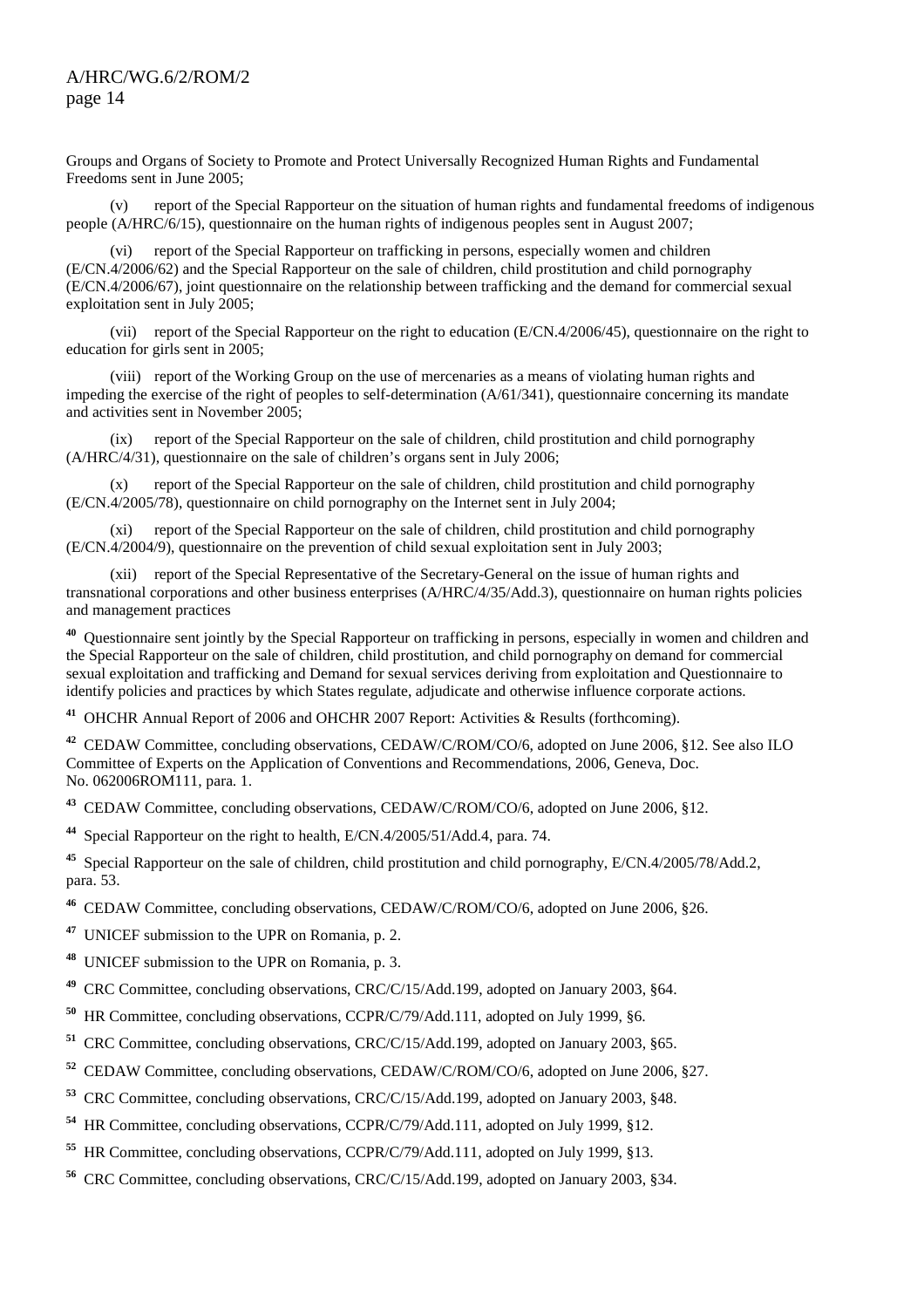Groups and Organs of Society to Promote and Protect Universally Recognized Human Rights and Fundamental Freedoms sent in June 2005;

(v) report of the Special Rapporteur on the situation of human rights and fundamental freedoms of indigenous people (A/HRC/6/15), questionnaire on the human rights of indigenous peoples sent in August 2007;

(vi) report of the Special Rapporteur on trafficking in persons, especially women and children (E/CN.4/2006/62) and the Special Rapporteur on the sale of children, child prostitution and child pornography (E/CN.4/2006/67), joint questionnaire on the relationship between trafficking and the demand for commercial sexual exploitation sent in July 2005;

(vii) report of the Special Rapporteur on the right to education (E/CN.4/2006/45), questionnaire on the right to education for girls sent in 2005;

(viii) report of the Working Group on the use of mercenaries as a means of violating human rights and impeding the exercise of the right of peoples to self-determination (A/61/341), questionnaire concerning its mandate and activities sent in November 2005;

(ix) report of the Special Rapporteur on the sale of children, child prostitution and child pornography (A/HRC/4/31), questionnaire on the sale of children's organs sent in July 2006;

(x) report of the Special Rapporteur on the sale of children, child prostitution and child pornography (E/CN.4/2005/78), questionnaire on child pornography on the Internet sent in July 2004;

(xi) report of the Special Rapporteur on the sale of children, child prostitution and child pornography (E/CN.4/2004/9), questionnaire on the prevention of child sexual exploitation sent in July 2003;

(xii) report of the Special Representative of the Secretary-General on the issue of human rights and transnational corporations and other business enterprises (A/HRC/4/35/Add.3), questionnaire on human rights policies and management practices

[40] Questionnaire sent jointly by the Special Rapporteur on trafficking in persons, especially in women and children and the Special Rapporteur on the sale of children, child prostitution, and child pornography on demand for commercial sexual exploitation and trafficking and Demand for sexual services deriving from exploitation and Questionnaire to identify policies and practices by which States regulate, adjudicate and otherwise influence corporate actions.

[41] OHCHR Annual Report of 2006 and OHCHR 2007 Report: Activities & Results (forthcoming).

[42] CEDAW Committee, concluding observations, CEDAW/C/ROM/CO/6, adopted on June 2006, §12. See also ILO Committee of Experts on the Application of Conventions and Recommendations, 2006, Geneva, Doc. No. 062006ROM111, para. 1.

[43] CEDAW Committee, concluding observations, CEDAW/C/ROM/CO/6, adopted on June 2006, §12.

[44] Special Rapporteur on the right to health, E/CN.4/2005/51/Add.4, para. 74.

[45] Special Rapporteur on the sale of children, child prostitution and child pornography, E/CN.4/2005/78/Add.2, para. 53.

[46] CEDAW Committee, concluding observations, CEDAW/C/ROM/CO/6, adopted on June 2006, §26.

[47] UNICEF submission to the UPR on Romania, p. 2.

[48] UNICEF submission to the UPR on Romania, p. 3.

[49] CRC Committee, concluding observations, CRC/C/15/Add.199, adopted on January 2003, §64.

[50] HR Committee, concluding observations, CCPR/C/79/Add.111, adopted on July 1999, §6.

[51] CRC Committee, concluding observations, CRC/C/15/Add.199, adopted on January 2003, §65.

[52] CEDAW Committee, concluding observations, CEDAW/C/ROM/CO/6, adopted on June 2006, §27.

[53] CRC Committee, concluding observations, CRC/C/15/Add.199, adopted on January 2003, §48.

[54] HR Committee, concluding observations, CCPR/C/79/Add.111, adopted on July 1999, §12.

[55] HR Committee, concluding observations, CCPR/C/79/Add.111, adopted on July 1999, §13.

[56] CRC Committee, concluding observations, CRC/C/15/Add.199, adopted on January 2003, §34.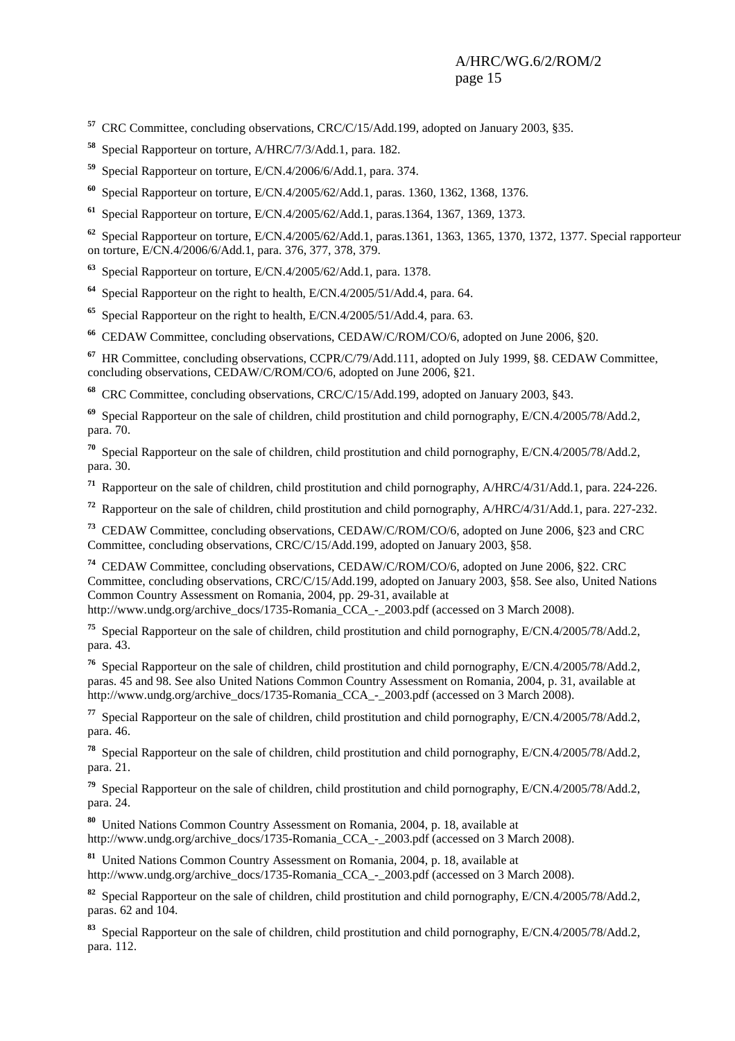[57] CRC Committee, concluding observations, CRC/C/15/Add.199, adopted on January 2003, §35.

[58] Special Rapporteur on torture, A/HRC/7/3/Add.1, para. 182.

[59] Special Rapporteur on torture, E/CN.4/2006/6/Add.1, para. 374.

[60] Special Rapporteur on torture, E/CN.4/2005/62/Add.1, paras. 1360, 1362, 1368, 1376.

[61] Special Rapporteur on torture, E/CN.4/2005/62/Add.1, paras.1364, 1367, 1369, 1373.

[62] Special Rapporteur on torture, E/CN.4/2005/62/Add.1, paras.1361, 1363, 1365, 1370, 1372, 1377. Special rapporteur on torture, E/CN.4/2006/6/Add.1, para. 376, 377, 378, 379.

[63] Special Rapporteur on torture, E/CN.4/2005/62/Add.1, para. 1378.

[64] Special Rapporteur on the right to health, E/CN.4/2005/51/Add.4, para. 64.

[65] Special Rapporteur on the right to health, E/CN.4/2005/51/Add.4, para. 63.

[66] CEDAW Committee, concluding observations, CEDAW/C/ROM/CO/6, adopted on June 2006, §20.

[67] HR Committee, concluding observations, CCPR/C/79/Add.111, adopted on July 1999, §8. CEDAW Committee, concluding observations, CEDAW/C/ROM/CO/6, adopted on June 2006, §21.

[68] CRC Committee, concluding observations, CRC/C/15/Add.199, adopted on January 2003, §43.

[69] Special Rapporteur on the sale of children, child prostitution and child pornography, E/CN.4/2005/78/Add.2, para. 70.

[70] Special Rapporteur on the sale of children, child prostitution and child pornography, E/CN.4/2005/78/Add.2, para. 30.

[71] Rapporteur on the sale of children, child prostitution and child pornography, A/HRC/4/31/Add.1, para. 224-226.

[72] Rapporteur on the sale of children, child prostitution and child pornography, A/HRC/4/31/Add.1, para. 227-232.

[73] CEDAW Committee, concluding observations, CEDAW/C/ROM/CO/6, adopted on June 2006, §23 and CRC Committee, concluding observations, CRC/C/15/Add.199, adopted on January 2003, §58.

[74] CEDAW Committee, concluding observations, CEDAW/C/ROM/CO/6, adopted on June 2006, §22. CRC Committee, concluding observations, CRC/C/15/Add.199, adopted on January 2003, §58. See also, United Nations Common Country Assessment on Romania, 2004, pp. 29-31, available at http://www.undg.org/archive_docs/1735-Romania_CCA_-_2003.pdf (accessed on 3 March 2008).

[75] Special Rapporteur on the sale of children, child prostitution and child pornography, E/CN.4/2005/78/Add.2, para. 43.

[76] Special Rapporteur on the sale of children, child prostitution and child pornography, E/CN.4/2005/78/Add.2, paras. 45 and 98. See also United Nations Common Country Assessment on Romania, 2004, p. 31, available at http://www.undg.org/archive_docs/1735-Romania_CCA_-_2003.pdf (accessed on 3 March 2008).

[77] Special Rapporteur on the sale of children, child prostitution and child pornography, E/CN.4/2005/78/Add.2, para. 46.

[78] Special Rapporteur on the sale of children, child prostitution and child pornography, E/CN.4/2005/78/Add.2, para. 21.

[79] Special Rapporteur on the sale of children, child prostitution and child pornography, E/CN.4/2005/78/Add.2, para. 24.

[80] United Nations Common Country Assessment on Romania, 2004, p. 18, available at http://www.undg.org/archive_docs/1735-Romania_CCA_-_2003.pdf (accessed on 3 March 2008).

[81] United Nations Common Country Assessment on Romania, 2004, p. 18, available at http://www.undg.org/archive_docs/1735-Romania_CCA_-_2003.pdf (accessed on 3 March 2008).

[82] Special Rapporteur on the sale of children, child prostitution and child pornography, E/CN.4/2005/78/Add.2, paras. 62 and 104.

[83] Special Rapporteur on the sale of children, child prostitution and child pornography, E/CN.4/2005/78/Add.2, para. 112.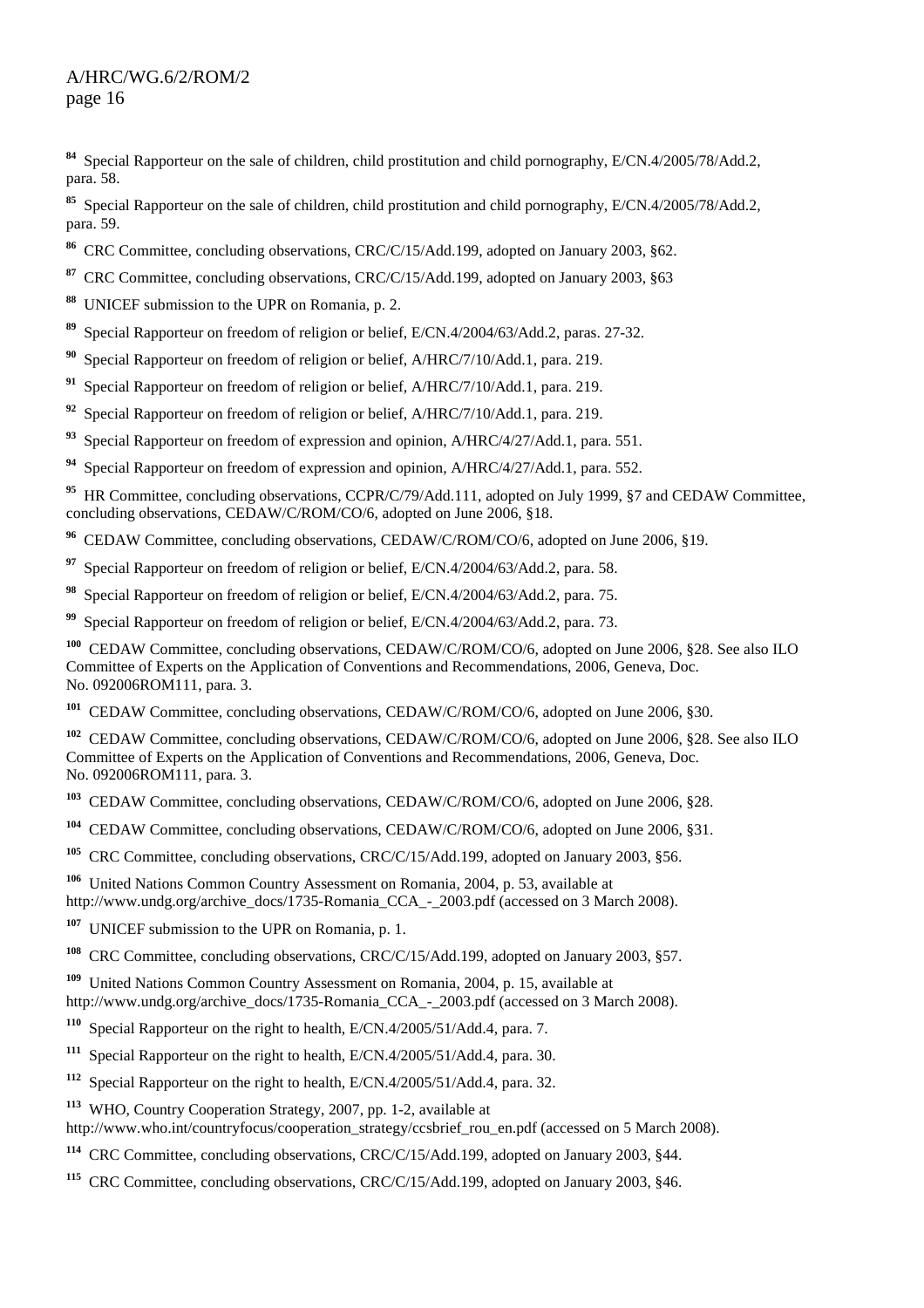[84] Special Rapporteur on the sale of children, child prostitution and child pornography, E/CN.4/2005/78/Add.2, para. 58.

[85] Special Rapporteur on the sale of children, child prostitution and child pornography, E/CN.4/2005/78/Add.2, para. 59.

[86] CRC Committee, concluding observations, CRC/C/15/Add.199, adopted on January 2003, §62.

[87] CRC Committee, concluding observations, CRC/C/15/Add.199, adopted on January 2003, §63

[88] UNICEF submission to the UPR on Romania, p. 2.

[89] Special Rapporteur on freedom of religion or belief, E/CN.4/2004/63/Add.2, paras. 27-32.

[90] Special Rapporteur on freedom of religion or belief, A/HRC/7/10/Add.1, para. 219.

[91] Special Rapporteur on freedom of religion or belief, A/HRC/7/10/Add.1, para. 219.

[92] Special Rapporteur on freedom of religion or belief, A/HRC/7/10/Add.1, para. 219.

[93] Special Rapporteur on freedom of expression and opinion, A/HRC/4/27/Add.1, para. 551.

[94] Special Rapporteur on freedom of expression and opinion, A/HRC/4/27/Add.1, para. 552.

[95] HR Committee, concluding observations, CCPR/C/79/Add.111, adopted on July 1999, §7 and CEDAW Committee, concluding observations, CEDAW/C/ROM/CO/6, adopted on June 2006, §18.

[96] CEDAW Committee, concluding observations, CEDAW/C/ROM/CO/6, adopted on June 2006, §19.

[97] Special Rapporteur on freedom of religion or belief, E/CN.4/2004/63/Add.2, para. 58.

[98] Special Rapporteur on freedom of religion or belief, E/CN.4/2004/63/Add.2, para. 75.

[99] Special Rapporteur on freedom of religion or belief, E/CN.4/2004/63/Add.2, para. 73.

[100] CEDAW Committee, concluding observations, CEDAW/C/ROM/CO/6, adopted on June 2006, §28. See also ILO Committee of Experts on the Application of Conventions and Recommendations, 2006, Geneva, Doc. No. 092006ROM111, para. 3.

[101] CEDAW Committee, concluding observations, CEDAW/C/ROM/CO/6, adopted on June 2006, §30.

[102] CEDAW Committee, concluding observations, CEDAW/C/ROM/CO/6, adopted on June 2006, §28. See also ILO Committee of Experts on the Application of Conventions and Recommendations, 2006, Geneva, Doc. No. 092006ROM111, para. 3.

[103] CEDAW Committee, concluding observations, CEDAW/C/ROM/CO/6, adopted on June 2006, §28.

[104] CEDAW Committee, concluding observations, CEDAW/C/ROM/CO/6, adopted on June 2006, §31.

[105] CRC Committee, concluding observations, CRC/C/15/Add.199, adopted on January 2003, §56.

[106] United Nations Common Country Assessment on Romania, 2004, p. 53, available at http://www.undg.org/archive_docs/1735-Romania_CCA_-_2003.pdf (accessed on 3 March 2008).

[107] UNICEF submission to the UPR on Romania, p. 1.

[108] CRC Committee, concluding observations, CRC/C/15/Add.199, adopted on January 2003, §57.

[109] United Nations Common Country Assessment on Romania, 2004, p. 15, available at http://www.undg.org/archive_docs/1735-Romania_CCA_-_2003.pdf (accessed on 3 March 2008).

[110] Special Rapporteur on the right to health, E/CN.4/2005/51/Add.4, para. 7.

[111] Special Rapporteur on the right to health, E/CN.4/2005/51/Add.4, para. 30.

[112] Special Rapporteur on the right to health, E/CN.4/2005/51/Add.4, para. 32.

[113] WHO, Country Cooperation Strategy, 2007, pp. 1-2, available at http://www.who.int/countryfocus/cooperation_strategy/ccsbrief_rou_en.pdf (accessed on 5 March 2008).

[114] CRC Committee, concluding observations, CRC/C/15/Add.199, adopted on January 2003, §44.

[115] CRC Committee, concluding observations, CRC/C/15/Add.199, adopted on January 2003, §46.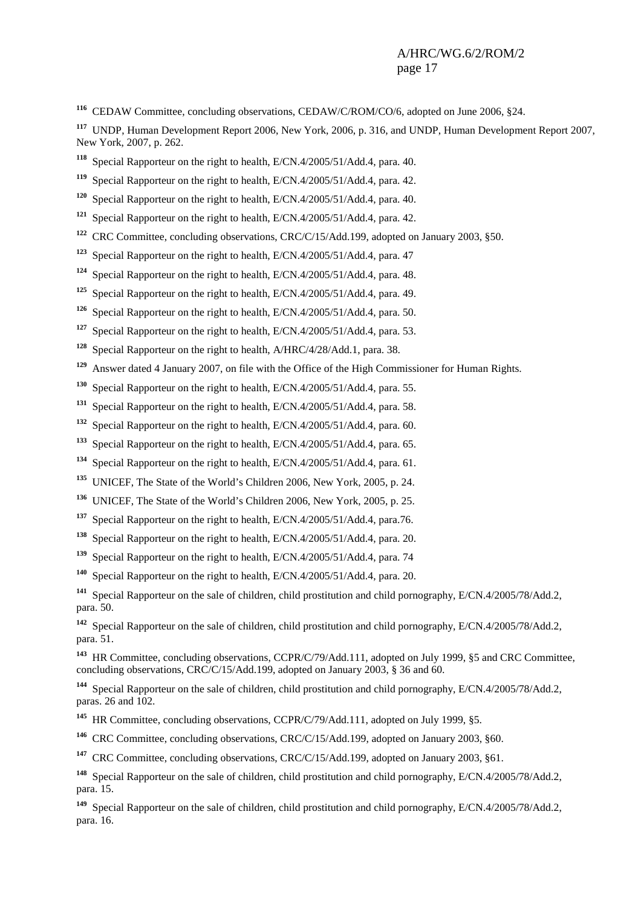[116] CEDAW Committee, concluding observations, CEDAW/C/ROM/CO/6, adopted on June 2006, §24.

[117] UNDP, Human Development Report 2006, New York, 2006, p. 316, and UNDP, Human Development Report 2007, New York, 2007, p. 262.

[118] Special Rapporteur on the right to health, E/CN.4/2005/51/Add.4, para. 40.

[119] Special Rapporteur on the right to health, E/CN.4/2005/51/Add.4, para. 42.

[120] Special Rapporteur on the right to health, E/CN.4/2005/51/Add.4, para. 40.

[121] Special Rapporteur on the right to health, E/CN.4/2005/51/Add.4, para. 42.

[122] CRC Committee, concluding observations, CRC/C/15/Add.199, adopted on January 2003, §50.

[123] Special Rapporteur on the right to health, E/CN.4/2005/51/Add.4, para. 47

[124] Special Rapporteur on the right to health, E/CN.4/2005/51/Add.4, para. 48.

[125] Special Rapporteur on the right to health, E/CN.4/2005/51/Add.4, para. 49.

[126] Special Rapporteur on the right to health, E/CN.4/2005/51/Add.4, para. 50.

[127] Special Rapporteur on the right to health, E/CN.4/2005/51/Add.4, para. 53.

[128] Special Rapporteur on the right to health, A/HRC/4/28/Add.1, para. 38.

[129] Answer dated 4 January 2007, on file with the Office of the High Commissioner for Human Rights.

[130] Special Rapporteur on the right to health, E/CN.4/2005/51/Add.4, para. 55.

[131] Special Rapporteur on the right to health, E/CN.4/2005/51/Add.4, para. 58.

[132] Special Rapporteur on the right to health, E/CN.4/2005/51/Add.4, para. 60.

[133] Special Rapporteur on the right to health, E/CN.4/2005/51/Add.4, para. 65.

[134] Special Rapporteur on the right to health, E/CN.4/2005/51/Add.4, para. 61.

[135] UNICEF, The State of the World's Children 2006, New York, 2005, p. 24.

[136] UNICEF, The State of the World's Children 2006, New York, 2005, p. 25.

[137] Special Rapporteur on the right to health, E/CN.4/2005/51/Add.4, para.76.

[138] Special Rapporteur on the right to health, E/CN.4/2005/51/Add.4, para. 20.

[139] Special Rapporteur on the right to health, E/CN.4/2005/51/Add.4, para. 74

[140] Special Rapporteur on the right to health, E/CN.4/2005/51/Add.4, para. 20.

[141] Special Rapporteur on the sale of children, child prostitution and child pornography, E/CN.4/2005/78/Add.2, para. 50.

[142] Special Rapporteur on the sale of children, child prostitution and child pornography, E/CN.4/2005/78/Add.2, para. 51.

[143] HR Committee, concluding observations, CCPR/C/79/Add.111, adopted on July 1999, §5 and CRC Committee, concluding observations, CRC/C/15/Add.199, adopted on January 2003, § 36 and 60.

[144] Special Rapporteur on the sale of children, child prostitution and child pornography, E/CN.4/2005/78/Add.2, paras. 26 and 102.

[145] HR Committee, concluding observations, CCPR/C/79/Add.111, adopted on July 1999, §5.

[146] CRC Committee, concluding observations, CRC/C/15/Add.199, adopted on January 2003, §60.

[147] CRC Committee, concluding observations, CRC/C/15/Add.199, adopted on January 2003, §61.

[148] Special Rapporteur on the sale of children, child prostitution and child pornography, E/CN.4/2005/78/Add.2, para. 15.

[149] Special Rapporteur on the sale of children, child prostitution and child pornography, E/CN.4/2005/78/Add.2, para. 16.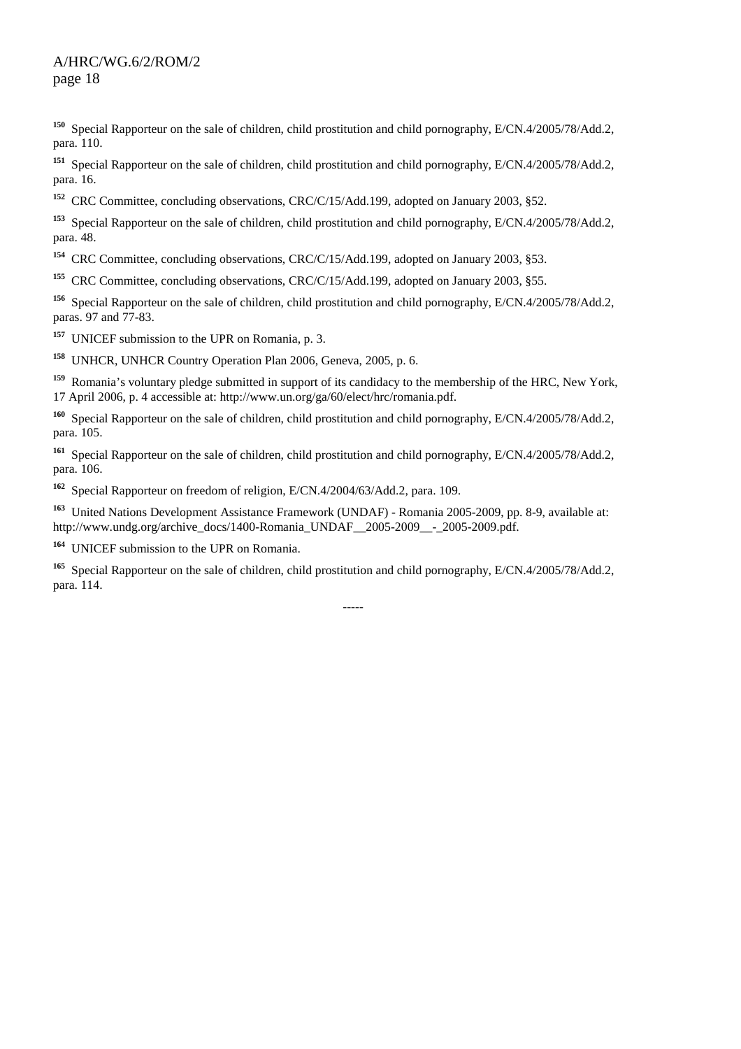[150] Special Rapporteur on the sale of children, child prostitution and child pornography, E/CN.4/2005/78/Add.2, para. 110.

[151] Special Rapporteur on the sale of children, child prostitution and child pornography, E/CN.4/2005/78/Add.2, para. 16.

[152] CRC Committee, concluding observations, CRC/C/15/Add.199, adopted on January 2003, §52.

[153] Special Rapporteur on the sale of children, child prostitution and child pornography, E/CN.4/2005/78/Add.2, para. 48.

[154] CRC Committee, concluding observations, CRC/C/15/Add.199, adopted on January 2003, §53.

[155] CRC Committee, concluding observations, CRC/C/15/Add.199, adopted on January 2003, §55.

[156] Special Rapporteur on the sale of children, child prostitution and child pornography, E/CN.4/2005/78/Add.2, paras. 97 and 77-83.

[157] UNICEF submission to the UPR on Romania, p. 3.

[158] UNHCR, UNHCR Country Operation Plan 2006, Geneva, 2005, p. 6.

[159] Romania's voluntary pledge submitted in support of its candidacy to the membership of the HRC, New York, 17 April 2006, p. 4 accessible at: http://www.un.org/ga/60/elect/hrc/romania.pdf.

[160] Special Rapporteur on the sale of children, child prostitution and child pornography, E/CN.4/2005/78/Add.2, para. 105.

[161] Special Rapporteur on the sale of children, child prostitution and child pornography, E/CN.4/2005/78/Add.2, para. 106.

[162] Special Rapporteur on freedom of religion, E/CN.4/2004/63/Add.2, para. 109.

[163] United Nations Development Assistance Framework (UNDAF) - Romania 2005-2009, pp. 8-9, available at: http://www.undg.org/archive_docs/1400-Romania_UNDAF__2005-2009__-_2005-2009.pdf.

[164] UNICEF submission to the UPR on Romania.

[165] Special Rapporteur on the sale of children, child prostitution and child pornography, E/CN.4/2005/78/Add.2, para. 114.

-----